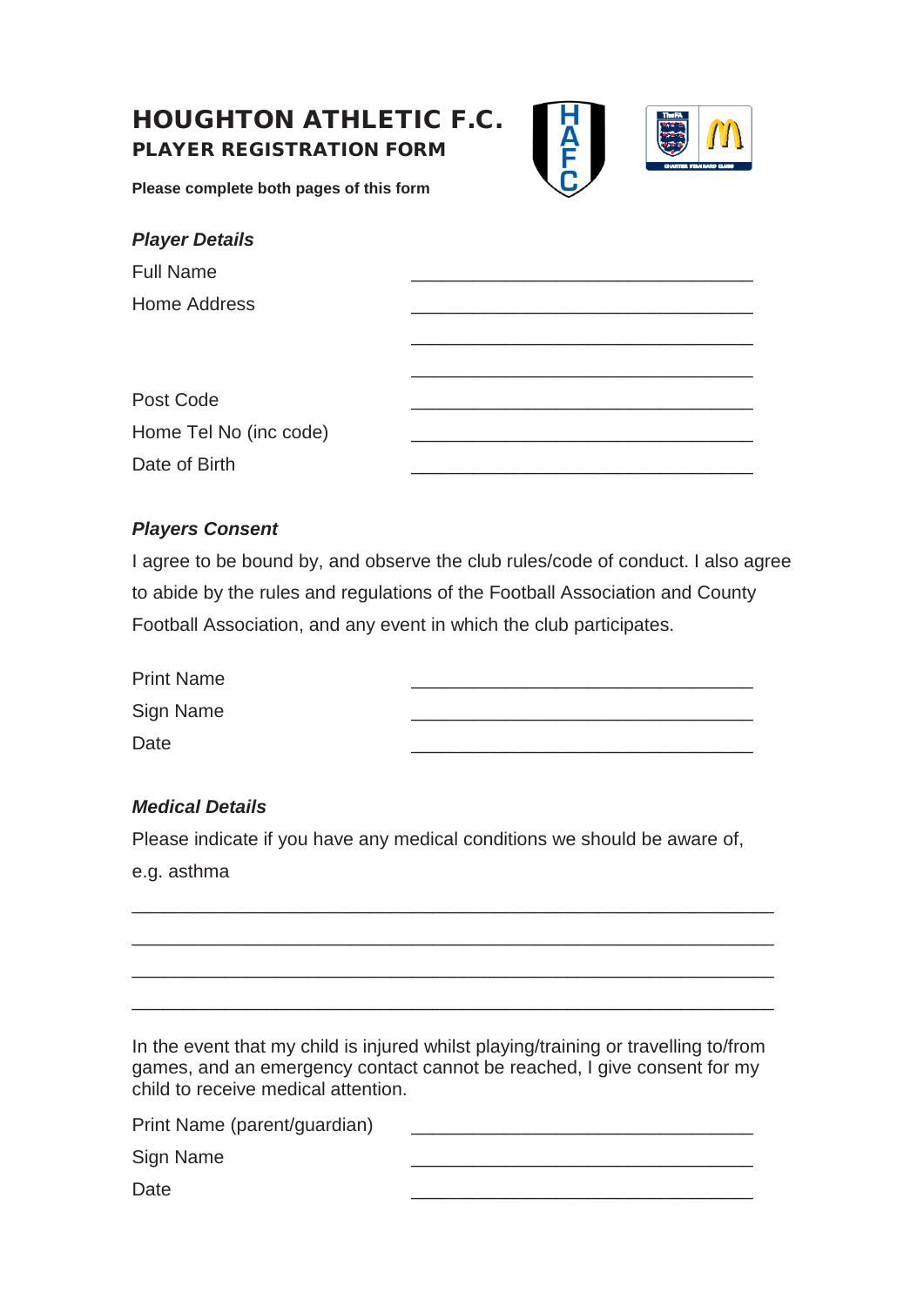# HOUGHTON ATHLETIC F.C.

## PLAYER REGISTRATION FORM

**Please complete both pages of this form**

### *Player Details*

Full Name ________________________________

Home Address ________________________________

________________________________

________________________________

Post Code ________________________________

Home Tel No (inc code) ________________________________

Date of Birth ________________________________

### *Players Consent*

I agree to be bound by, and observe the club rules/code of conduct. I also agree to abide by the rules and regulations of the Football Association and County Football Association, and any event in which the club participates.

Print Name ________________________________

Sign Name ________________________________

Date ________________________________

### *Medical Details*

Please indicate if you have any medical conditions we should be aware of, e.g. asthma

____________________________________________________________

____________________________________________________________

____________________________________________________________

____________________________________________________________

In the event that my child is injured whilst playing/training or travelling to/from games, and an emergency contact cannot be reached, I give consent for my child to receive medical attention.

Print Name (parent/guardian) ________________________________

Sign Name ________________________________

Date ________________________________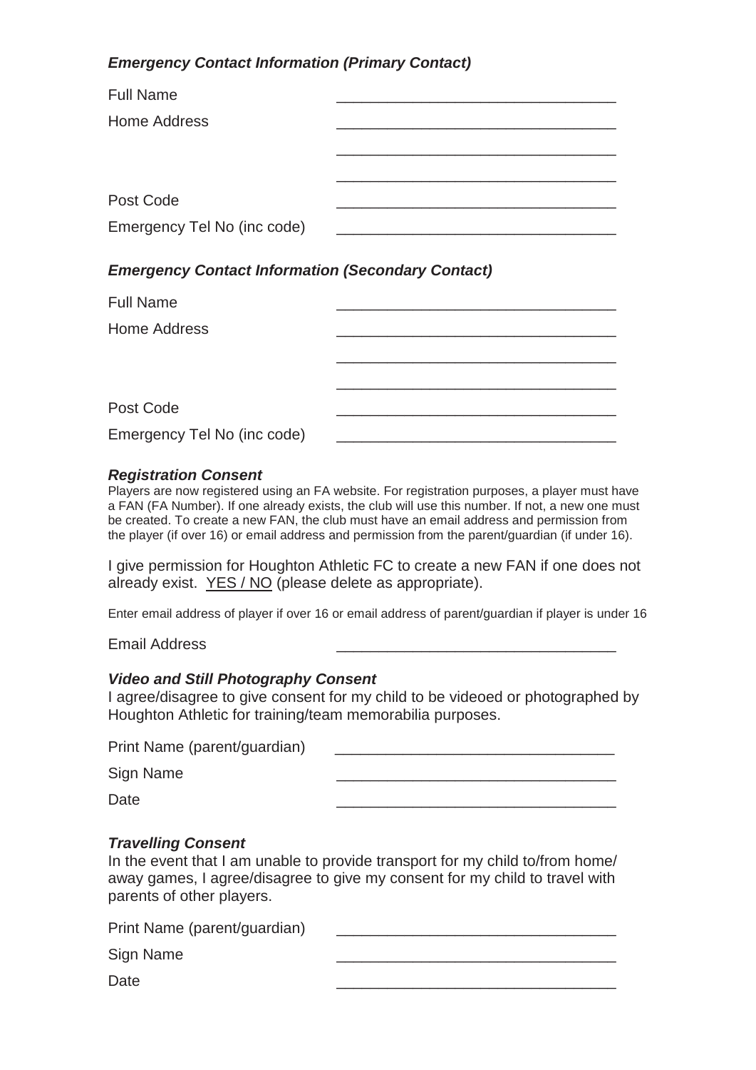***Emergency Contact Information (Primary Contact)***

Full Name ________________________________

Home Address ________________________________

________________________________

________________________________

Post Code ________________________________

Emergency Tel No (inc code) ________________________________

***Emergency Contact Information (Secondary Contact)***

Full Name ________________________________

Home Address ________________________________

________________________________

________________________________

Post Code ________________________________

Emergency Tel No (inc code) ________________________________

***Registration Consent***

Players are now registered using an FA website. For registration purposes, a player must have a FAN (FA Number). If one already exists, the club will use this number. If not, a new one must be created. To create a new FAN, the club must have an email address and permission from the player (if over 16) or email address and permission from the parent/guardian (if under 16).

I give permission for Houghton Athletic FC to create a new FAN if one does not already exist. <u>YES / NO</u> (please delete as appropriate).

Enter email address of player if over 16 or email address of parent/guardian if player is under 16

Email Address ________________________________

***Video and Still Photography Consent***

I agree/disagree to give consent for my child to be videoed or photographed by Houghton Athletic for training/team memorabilia purposes.

Print Name (parent/guardian) ________________________________

Sign Name ________________________________

Date ________________________________

***Travelling Consent***

In the event that I am unable to provide transport for my child to/from home/away games, I agree/disagree to give my consent for my child to travel with parents of other players.

Print Name (parent/guardian) ________________________________

Sign Name ________________________________

Date ________________________________